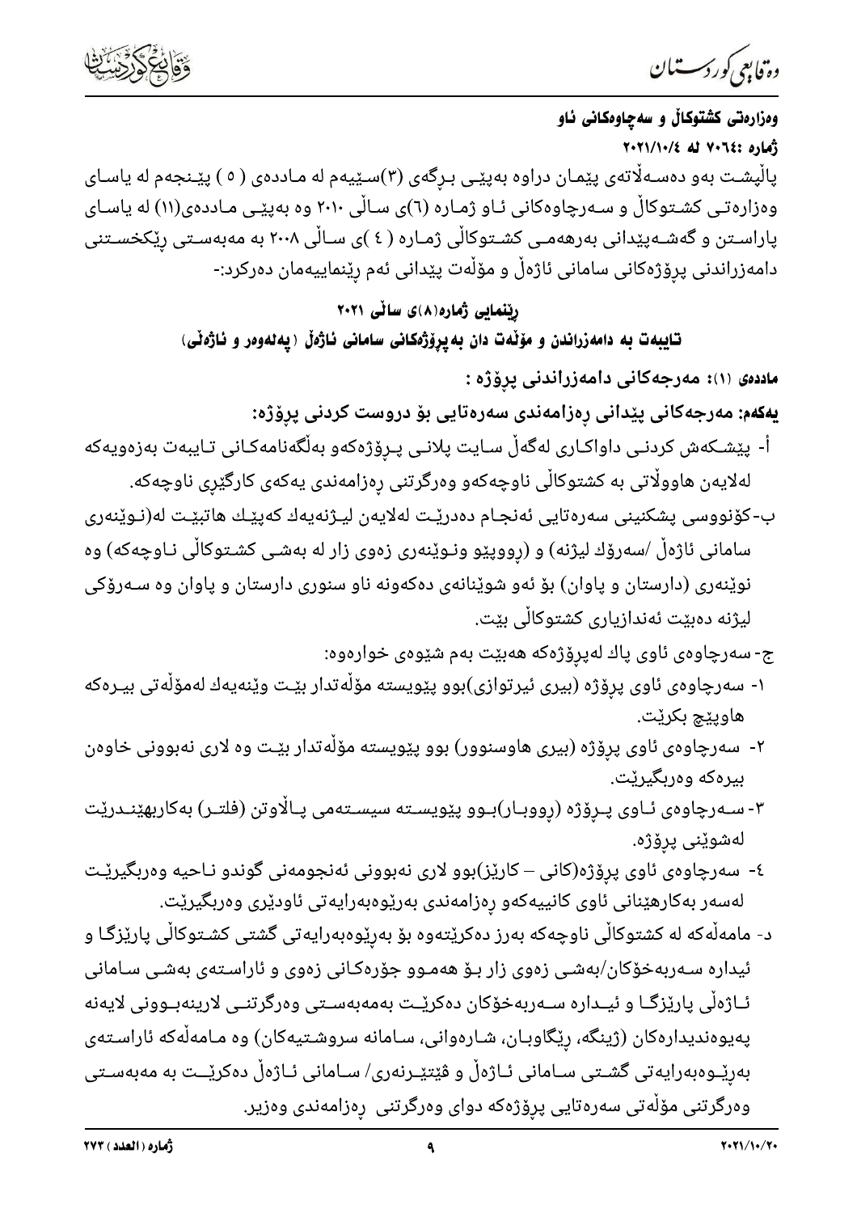**وەزارەتی كشتوكاڵ و سەرچاوەكانی ئاو**

**ژمارە :٧٠٦٤ لە ٢٠٢١/١٠/٤**

پاڵپشت بەو دەسەڵاتەی پێمان دراوە بەپێی بڕگەی (٣)سێیەم لە ماددەی ( ٥ ) پێنجەم لە یاسای وەزارەتی كشتوكاڵ و سەرچاوەكانی ئاو ژمارە (٦)ی ساڵی ٢٠١٠ وە بەپێی ماددەی(١١) لە یاسای پاراستن و گەشەپێدانی بەرهەمی كشتوكاڵی ژمارە ( ٤ )ی ساڵی ٢٠٠٨ بە مەبەستی ڕێكخستنی دامەزراندنی پرۆژەكانی سامانی ئاژەڵ و مۆڵەت پێدانی ئەم ڕێنماییەمان دەركرد:-

## ڕێنمایی ژمارە(٨)ی ساڵی ٢٠٢١

## تایبەت بە دامەزراندن و مۆڵەت دان بە پرۆژەكانی سامانی ئاژەڵ (پەلەوەر و ئاژەڵی)

**ماددەی (١): مەرجەكانی دامەزراندنی پرۆژە :**

**یەكەم: مەرجەكانی پێدانی ڕەزامەندی سەرەتایی بۆ دروست كردنی پرۆژە:**

أ- پێشكەش كردنی داواكاری لەگەڵ سایت پلانی پرۆژەكەو بەڵگەنامەكانی تایبەت بەزەویەكە لەلایەن هاووڵاتی بە كشتوكاڵی ناوچەكەو وەرگرتنی ڕەزامەندی یەكەی كارگێڕی ناوچەكە.

ب-كۆنووسی پشكنینی سەرەتایی ئەنجام دەدرێت لەلایەن لیژنەیەك كەپێك هاتبێت لە(نوێنەری سامانی ئاژەڵ /سەرۆك لیژنە) و (ڕووپێو ونوێنەری زەوی زار لە بەشی كشتوكاڵی ناوچەكە) وە نوێنەری (دارستان و پاوان) بۆ ئەو شوێنانەی دەكەونە ناو سنوری دارستان و پاوان وە سەرۆكی لیژنە دەبێت ئەندازیاری كشتوكاڵی بێت.

ج- سەرچاوەی ئاوی پاك لەپرۆژەكە هەبێت بەم شێوەی خوارەوە:

١- سەرچاوەی ئاوی پرۆژە (بیری ئیرتوازی)بوو پێویستە مۆڵەتدار بێت وێنەیەك لەمۆڵەتی بیرەكە هاوپێچ بكرێت.

٢- سەرچاوەی ئاوی پرۆژە (بیری هاوسنوور) بوو پێویستە مۆڵەتدار بێت وە لاری نەبوونی خاوەن بیرەكە وەربگیرێت.

٣-سەرچاوەی ئاوی پرۆژە (ڕووبار)بوو پێویستە سیستەمی پاڵاوتن (فلتر) بەكاربهێندرێت لەشوێنی پرۆژە.

٤- سەرچاوەی ئاوی پرۆژە(كانی – كارێز)بوو لاری نەبوونی ئەنجومەنی گوندو ناحیە وەربگیرێت لەسەر بەكارهێنانی ئاوی كانییەكەو ڕەزامەندی بەڕێوەبەرایەتی ئاودێری وەربگیرێت.

د- مامەڵەكە لە كشتوكاڵی ناوچەكە بەرز دەكرێتەوە بۆ بەڕێوەبەرایەتی گشتی كشتوكاڵی پارێزگا و ئیدارە سەربەخۆكان/بەشی زەوی زار بۆ هەمەوو جۆرەكانی زەوی و ئاراستەی بەشی سامانی ئاژەڵی پارێزگا و ئیدارە سەربەخۆكان دەكرێت بەمەبەستی وەرگرتنی لارینەبوونی لایەنە پەیوەندیدارەكان (ژینگە، ڕێگاوبان، شارەوانی، سامانە سروشتیەكان) وە مامەڵەكە ئاراستەی بەڕێوەبەرایەتی گشتی سامانی ئاژەڵ و ڤێتێرنەری/ سامانی ئاژەڵ دەكرێت بە مەبەستی وەرگرتنی مۆڵەتی سەرەتایی پرۆژەكە دوای وەرگرتنی ڕەزامەندی وەزیر.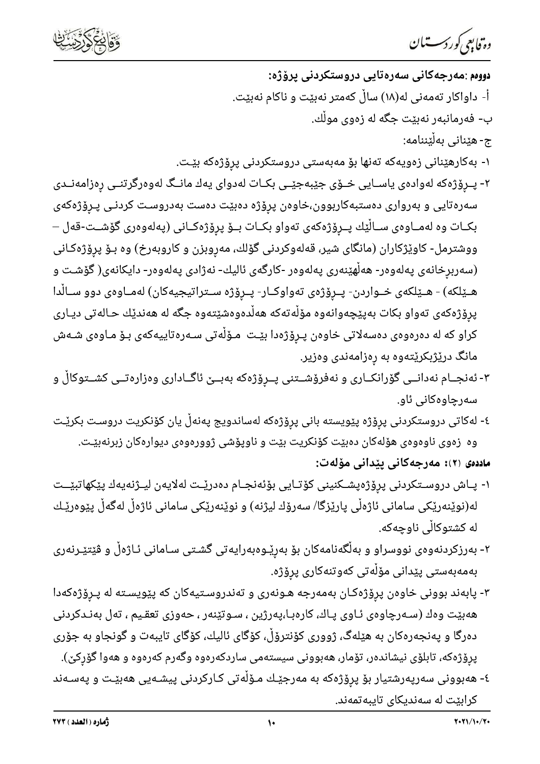**دووەم :مەرجەکانی سەرەتایی دروستکردنی پرۆژە:**

أ- داواکار تەمەنی لە(١٨) ساڵ کەمتر نەبێت و ناکام نەبێت.

ب- فەرمانبەر نەبێت جگە لە زەوی موڵك.

ج- هێنانی بەڵێننامە:

١- بەکارهێنانی زەویەکە تەنها بۆ مەبەستی دروستکردنی پرۆژەکە بێـت.

٢- پـرۆژەکە لەوادەی یاسـایی خـۆی جێبەجێـی بکـات لەدوای یەك مانـگ لەوەرگرتنـی ڕەزامەنـدی سەرەتایی و بەرواری دەستبەکاربوون،خاوەن پرۆژە دەبێت دەست بەدروست کردنی پـرۆژەکەی بکـات وە لەمـاوەی سـاڵێك پـرۆژەکەی تەواو بکـات بـۆ پرۆژەکـانی (پەلەوەری گۆشـت-قەل – ووشترمل- کاوێژکاران (مانگای شیر، قەلەوکردنی گۆلك، مەڕوبزن و کاروبەرخ) وە بـۆ پرۆژەکـانی (سەربڕخانەی پەلەوەر- هەڵهێنەری پەلەوەر -کارگەی ئالیك- نەژادی پەلەوەر- دایکانەی( گۆشـت و هـێلکە) - هـێلکەی خـواردن- پـرۆژەی تەواوکـار- پـرۆژە سـتراتیجیەکان) لەمـاوەی دوو سـاڵدا پرۆژەکەی تەواو بکات بەپێچەوانەوە مۆڵەتەکە هەڵدەوەشێتەوە جگە لە هەندێك حالەتی دیـاری کراو کە لە دەرەوەی دەسەلاتی خاوەن پـرۆژەدا بێـت مـۆڵەتی سـەرەتاییەکەی بـۆ مـاوەی شـەش مانگ درێژبکرێتەوە بە ڕەزامەندی وەزیر.

٣- ئەنجـام نەدانــی گۆرانکــاری و نەفرۆشــتنی پــرۆژەکە بەبــێ ئاگــاداری وەزارەتــی کشــتوکاڵ و سەرچاوەکانی ئاو.

٤- لەکاتی دروستکردنی پرۆژە پێویستە بانی پرۆژەکە لەساندویچ پەنەڵ یان کۆنکریت دروست بکرێت وە زەوی ناوەوەی هۆڵەکان دەبێت کۆنکریت بێت و ناوپۆشی ژوورەوەی دیوارەکان زبرنەبێت.

**ماددەی (٢): مەرجەکانی پێدانی مۆڵەت:**

١- پـاش دروسـتکردنی پرۆژەپشـکنینی کۆتـایی بۆئەنجـام دەدرێـت لەلایەن لیـژنەیەك پێکهاتبێــت لە(نوێنەرێکی سامانی ئاژەڵی پارێزگا/ سەرۆك لیژنە) و نوێنەرێکی سامانی ئاژەڵ لەگەڵ پێوەرێـك لە کشتوکاڵی ناوچەکە.

٢- بەرزکردنەوەی نووسراو و بەڵگەنامەکان بۆ بەڕێـوەبەرایەتی گشـتی سـامانی ئـاژەڵ و ڤێتێـرنەری بەمەبەستی پێدانی مۆڵەتی کەوتنەکاری پرۆژە.

٣- پابەند بوونی خاوەن پرۆژەکـان بەمەرجە هـونەری و تەندروسـتیەکان کە پێویسـتە لە پـرۆژەکەدا هەبێت وەك (سـەرچاوەی ئـاوی پـاك، کارەبـا،پەرژین ، سـوتێنەر ، حەوزی تعقیم ، تەل بەنـدکردنی دەرگا و پەنجەرەکان بە هێلەگ، ژووری کۆنترۆڵ، کۆگای ئالیك، کۆگای تایبەت و گونجاو بە جۆری پرۆژەکە، تابلۆی نیشاندەر، تۆمار، هەبوونی سیستەمی ساردکەرەوە وگەرم کەرەوە و هەوا گۆڕکێ).

٤- هەبوونی سەرپەرشتیار بۆ پرۆژەکە بە مەرجێـك مـۆڵەتی کـارکردنی پیشـەیی هەبێـت و پەسـەند کرابێت لە سەندیکای تایبەتمەند.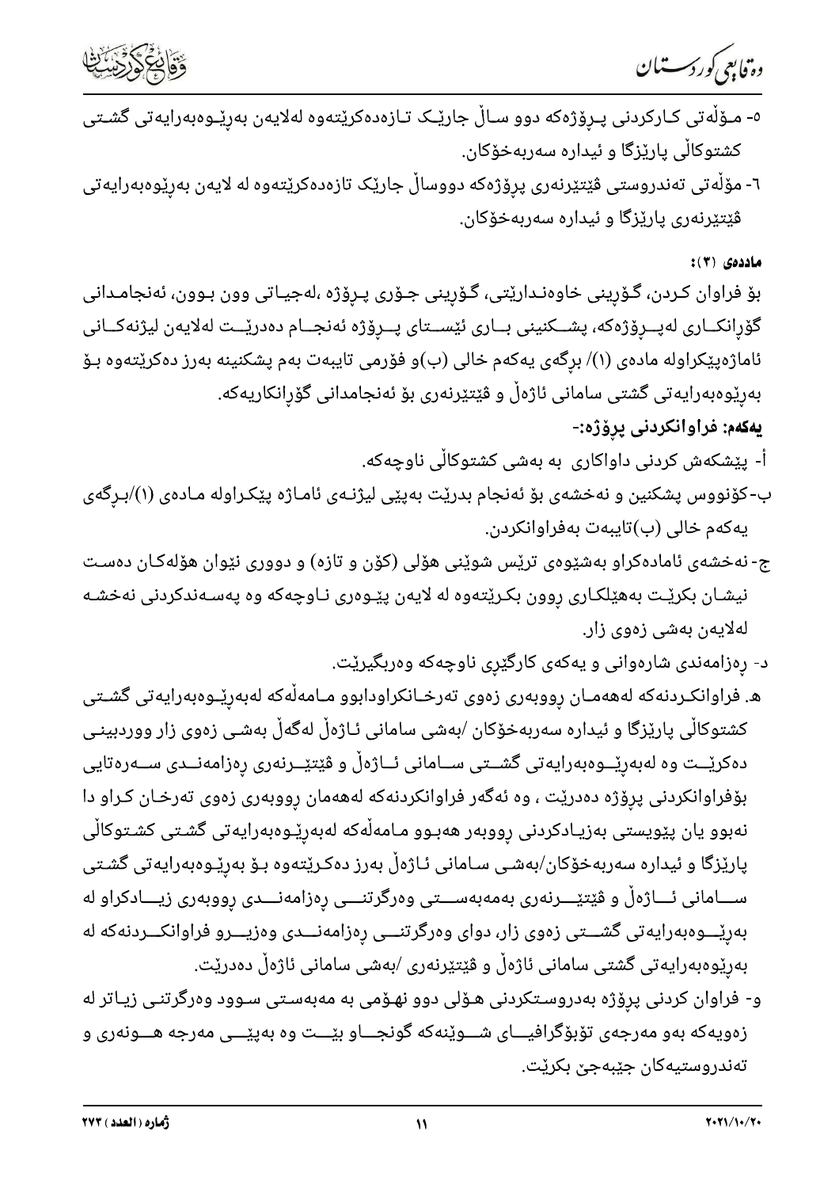٥- مـۆڵەتی کـارکردنی پـڕۆژەکە دوو سـاڵ جارێـک تـازەدەکرێتەوە لەلایەن بەڕێـوەبەرایەتی گشـتی کشتوکاڵی پارێزگا و ئیدارە سەربەخۆکان.

٦- مۆڵەتی تەندروستی ڤێتێرنەری پرۆژەکە دووساڵ جارێک تازەدەکرێتەوە لە لایەن بەڕێوەبەرایەتی ڤێتێرنەری پارێزگا و ئیدارە سەربەخۆکان.

**ماددەی (٣):**

بۆ فراوان کـردن، گۆڕینی خاوەنـدارێتی، گۆڕینی جـۆری پـڕۆژە ،لەجیـاتی وون بـوون، ئەنجامـدانی گۆڕانکـاری لەپـڕۆژەکە، پشـکنینی بـاری ئێسـتای پـڕۆژە ئەنجـام دەدرێـت لەلایەن لیژنەکـانی ئاماژەپێکراولە مادەی (١)/ بڕگەی یەکەم خالی (ب)و فۆرمی تایبەت بەم پشکنینە بەرز دەکرێتەوە بـۆ بەڕێوەبەرایەتی گشتی سامانی ئاژەڵ و ڤێتێرنەری بۆ ئەنجامدانی گۆڕانکاریەکە.

**یەکەم: فراوانکردنی پرۆژە:-**

أ- پێشکەش کردنی داواکاری  بە بەشی کشتوکاڵی ناوچەکە.

ب-کۆنووس پشکنین و نەخشەی بۆ ئەنجام بدرێت بەپێی لیژنـەی ئامـاژە پێکـراولە مـادەی (١)/بـڕگەی یەکەم خالی (ب)تایبەت بەفراوانکردن.

ج- نەخشەی ئامادەکراو بەشێوەی ترێس شوێنی هۆلی (کۆن و تازە) و دووری نێوان هۆلەکـان دەسـت نیشـان بکرێـت بەهێلکـاری ڕوون بکـرێتەوە لە لایەن پێـوەری نـاوچەکە وە پەسـەندکردنی نەخشـە لەلایەن بەشی زەوی زار.

د- ڕەزامەندی شارەوانی و یەکەی کارگێڕی ناوچەکە وەربگیرێت.

هـ. فراوانکـردنەکە لەهەمـان ڕووبەری زەوی تەرخـانکراودابوو مـامەڵەکە لەبەڕێـوەبەرایەتی گشـتی کشتوکاڵی پارێزگا و ئیدارە سەربەخۆکان /بەشی سامانی ئـاژەڵ لەگەڵ بەشـی زەوی زار ووردبینـی دەکرێـت وە لەبەڕێـوەبەرایەتی گشـتی سـامانی ئـاژەڵ و ڤێتێـرنەری ڕەزامەنـدی سـەرەتایی بۆفراوانکردنی پرۆژە دەدرێت ، وە ئەگەر فراوانکردنەکە لەهەمان ڕووبەری زەوی تەرخـان کـراو دا نەبوو یان پێویستی بەزیـادکردنی ڕووبەر هەبـوو مـامەڵەکە لەبەڕێـوەبەرایەتی گشـتی کشـتوکاڵی پارێزگا و ئیدارە سەربەخۆکان/بەشـی سـامانی ئـاژەڵ بەرز دەکـرێتەوە بـۆ بەڕێـوەبەرایەتی گشـتی ســـامانی ئـــاژەڵ و ڤێتێـــرنەری بەمەبەســـتی وەرگرتنـــی ڕەزامەنـــدی ڕووبەری زیـــادکراو لە بەڕێـــوەبەرایەتی گشـــتی زەوی زار، دوای وەرگرتنـــی ڕەزامەنـــدی وەزیـــرو فراوانکـــردنەکە لە بەڕێوەبەرایەتی گشتی سامانی ئاژەڵ و ڤێتێرنەری /بەشی سامانی ئاژەڵ دەدرێت.

و- فراوان کردنی پرۆژە بەدروستکردنی هـۆلی دوو نهـۆمی بە مەبەسـتی سـوود وەرگرتنـی زیـاتر لە زەویەکە بەو مەرجەی تۆبۆگرافیـــای شـــوێنەکە گونجـــاو بێـــت وە بەپێـــی مەرجە هـــونەری و تەندروستیەکان جێبەجێ بکرێت.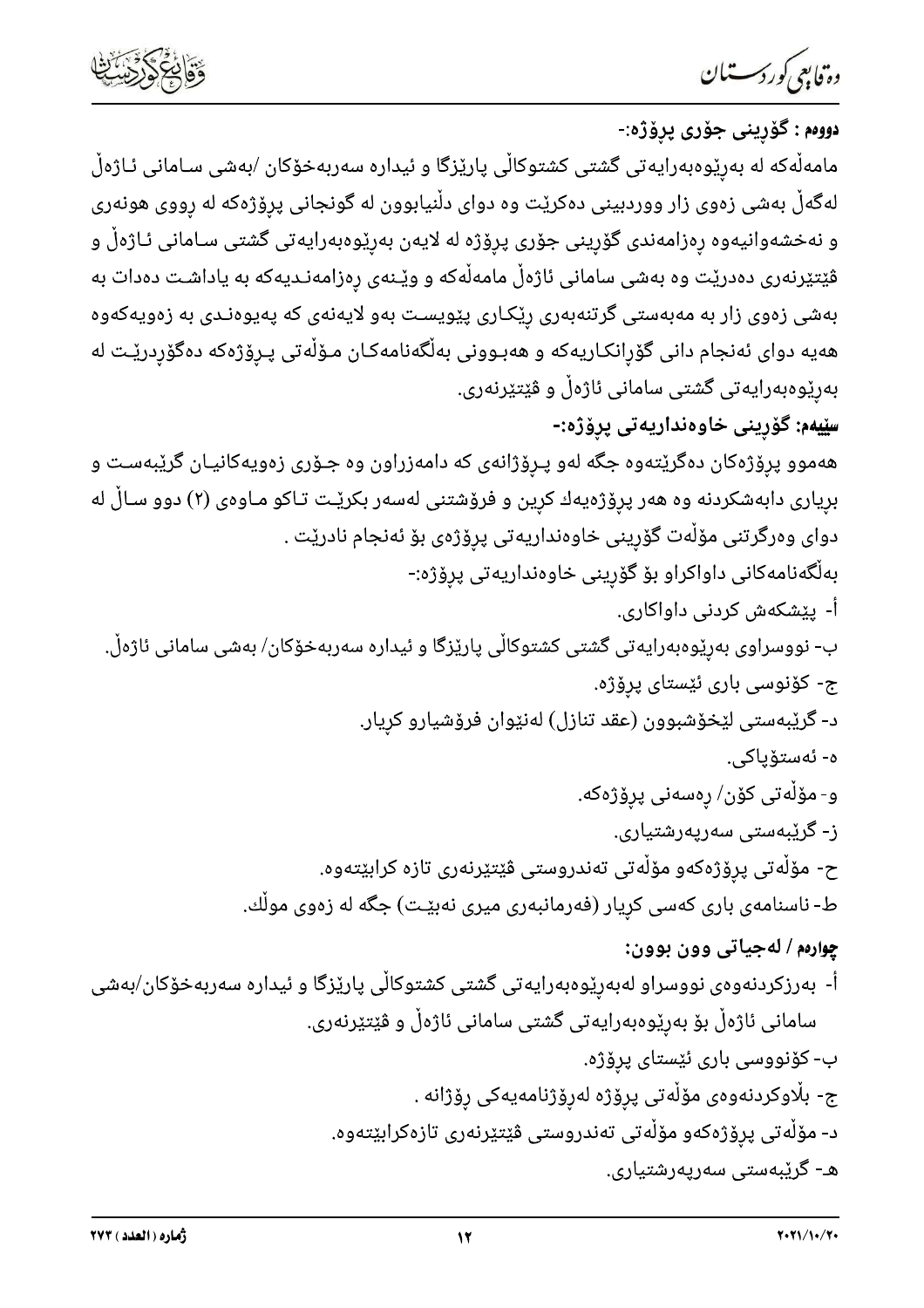**دووەم : گۆڕینی جۆری پرۆژە:-**

مامەڵەکە لە بەڕێوەبەرایەتی گشتی کشتوکاڵی پارێزگا و ئیدارە سەربەخۆکان /بەشی سامانی ئاژەڵ لەگەڵ بەشی زەوی زار ووردبینی دەکرێت وە دوای دڵنیابوون لە گونجانی پرۆژەکە لە رووی هونەری و نەخشەوانیەوە ڕەزامەندی گۆڕینی جۆری پرۆژە لە لایەن بەڕێوەبەرایەتی گشتی سامانی ئاژەڵ و ڤێتێرنەری دەدرێت وە بەشی سامانی ئاژەڵ مامەڵەکە و وێنەی ڕەزامەندیەکە بە یاداشت دەدات بە بەشی زەوی زار بە مەبەستی گرتنەبەری ڕێکاری پێویست بەو لایەنەی کە پەیوەندی بە زەویەکەوە هەیە دوای ئەنجام دانی گۆڕانکاریەکە و هەبوونی بەڵگەنامەکان مۆڵەتی پرۆژەکە دەگۆڕدرێت لە بەڕێوەبەرایەتی گشتی سامانی ئاژەڵ و ڤێتێرنەری.

**سێیەم: گۆڕینی خاوەنداریەتی پرۆژە:-**

هەموو پرۆژەکان دەگرێتەوە جگە لەو پرۆژانەی کە دامەزراون وە جۆری زەویەکانیان گرێبەست و بڕیاری دابەشکردنە وە هەر پرۆژەیەك کڕین و فرۆشتنی لەسەر بکرێت تاکو ماوەی (٢) دوو ساڵ لە دوای وەرگرتنی مۆڵەت گۆڕینی خاوەنداریەتی پرۆژەی بۆ ئەنجام نادرێت .

بەڵگەنامەکانی داواکراو بۆ گۆڕینی خاوەنداریەتی پرۆژە:-

أ- پێشکەش کردنی داواکاری.

ب- نووسراوی بەڕێوەبەرایەتی گشتی کشتوکاڵی پارێزگا و ئیدارە سەربەخۆکان/ بەشی سامانی ئاژەڵ.

ج- کۆنوسی باری ئێستای پرۆژە.

د- گرێبەستی لێخۆشبوون (عقد تنازل) لەنێوان فرۆشیارو کڕیار.

ه- ئەستۆپاکی.

و- مۆڵەتی کۆن/ ڕەسەنی پرۆژەکە.

ز- گرێبەستی سەرپەرشتیاری.

ح- مۆڵەتی پرۆژەکەو مۆڵەتی تەندروستی ڤێتێرنەری تازە کرابێتەوە.

ط- ناسنامەی باری کەسی کڕیار (فەرمانبەری میری نەبێت) جگە لە زەوی موڵك.

**چوارەم / لەجیاتی وون بوون:**

أ- بەرزکردنەوەی نووسراو لەبەڕێوەبەرایەتی گشتی کشتوکاڵی پارێزگا و ئیدارە سەربەخۆکان/بەشی سامانی ئاژەڵ بۆ بەڕێوەبەرایەتی گشتی سامانی ئاژەڵ و ڤێتێرنەری.

ب- کۆنووسی باری ئێستای پرۆژە.

ج- بڵاوکردنەوەی مۆڵەتی پرۆژە لەرۆژنامەیەکی رۆژانە .

د- مۆڵەتی پرۆژەکەو مۆڵەتی تەندروستی ڤێتێرنەری تازەکرابێتەوە.

هـ- گرێبەستی سەرپەرشتیاری.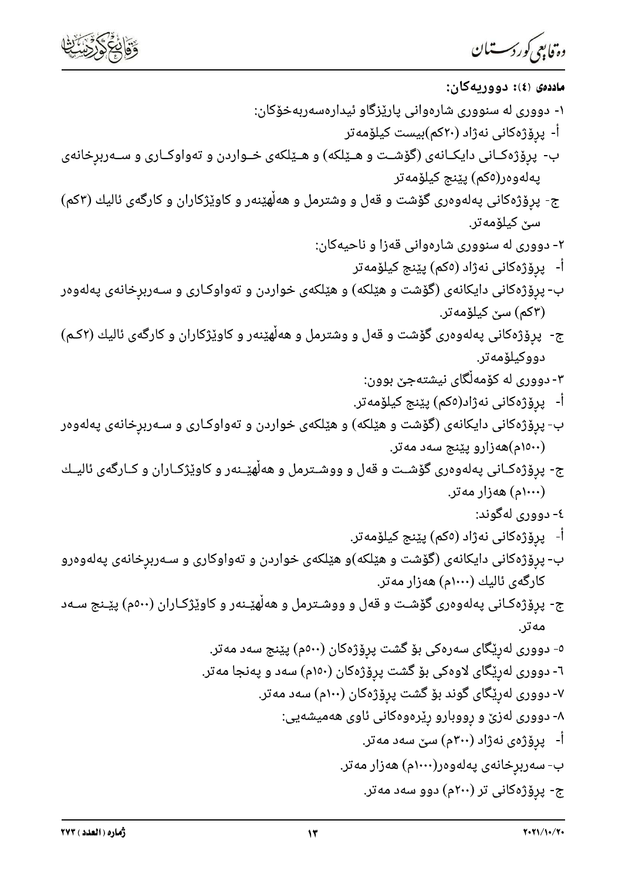**ماددەی (٤): دووریەکان:**

١- دووری لە سنووری شارەوانی پارێزگاو ئیدارەسەربەخۆکان:

أ- پڕۆژەکانی نەژاد (٢٠کم)بیست کیلۆمەتر

ب- پڕۆژەکـانی دایکـانەی (گۆشـت و هـێلکە) و هـێلکەی خـواردن و تەواوکـاری و سـەربڕخانەی پەلەوەر(٥کم) پێنج کیلۆمەتر

ج- پڕۆژەکانی پەلەوەری گۆشت و قەل و وشترمل و هەڵهێنەر و کاوێژکاران و کارگەی ئالیك (٣کم) سێ کیلۆمەتر.

٢- دووری لە سنووری شارەوانی قەزا و ناحیەکان:

أ- پڕۆژەکانی نەژاد (٥کم) پێنج کیلۆمەتر

ب- پڕۆژەکانی دایکانەی (گۆشت و هێلکە) و هێلکەی خواردن و تەواوکـاری و سـەربڕخانەی پەلەوەر (٣کم) سێ کیلۆمەتر.

ج- پڕۆژەکانی پەلەوەری گۆشت و قەل و وشترمل و هەڵهێنەر و کاوێژکاران و کارگەی ئالیك (٢کم) دووکیلۆمەتر.

٣- دووری لە کۆمەڵگای نیشتەجێ بوون:

أ- پڕۆژەکانی نەژاد(٥کم) پێنج کیلۆمەتر.

ب- پڕۆژەکانی دایکانەی (گۆشت و هێلکە) و هێلکەی خواردن و تەواوکـاری و سـەربڕخانەی پەلەوەر (١٥٠٠م)هەزارو پێنج سەد مەتر.

ج- پڕۆژەکـانی پەلەوەری گۆشـت و قەل و ووشـترمل و هەڵهێـنەر و کاوێژکـاران و کـارگەی ئالیـك (١٠٠٠م) هەزار مەتر.

٤- دووری لەگوند:

أ- پڕۆژەکانی نەژاد (٥کم) پێنج کیلۆمەتر.

ب- پڕۆژەکانی دایکانەی (گۆشت و هێلکە)و هێلکەی خواردن و تەواوکاری و سـەربڕخانەی پەلەوەرو کارگەی ئالیك (١٠٠٠م) هەزار مەتر.

ج- پڕۆژەکـانی پەلەوەری گۆشـت و قەل و ووشـترمل و هەڵهێـنەر و کاوێژکـاران (٥٠٠م) پێـنج سـەد مەتر.

٥- دووری لەڕێگای سەرەکی بۆ گشت پڕۆژەکان (٥٠٠م) پێنج سەد مەتر.

٦- دووری لەڕێگای لاوەکی بۆ گشت پڕۆژەکان (١٥٠م) سەد و پەنجا مەتر.

٧- دووری لەڕێگای گوند بۆ گشت پڕۆژەکان (١٠٠م) سەد مەتر.

٨- دووری لەزێ و ڕووبارو ڕێرەوەکانی ئاوی هەمیشەیی:

أ- پڕۆژەی نەژاد (٣٠٠م) سێ سەد مەتر.

ب- سەربڕخانەی پەلەوەر(١٠٠٠م) هەزار مەتر.

ج- پڕۆژەکانی تر (٢٠٠م) دوو سەد مەتر.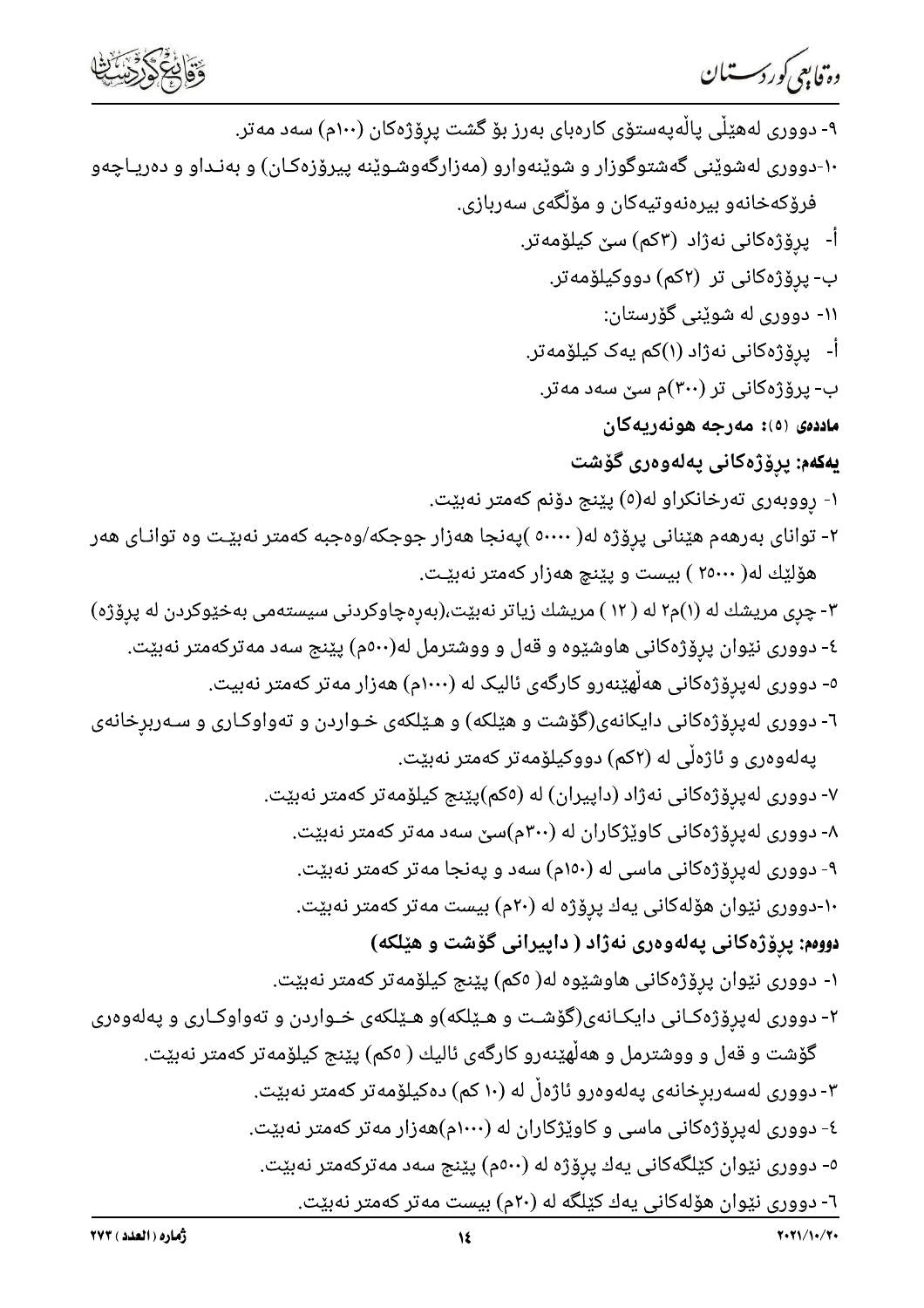٩- دووری لەهێڵی پاڵەپەستۆی کارەبای بەرز بۆ گشت پڕۆژەکان (١٠٠م) سەد مەتر.

١٠-دووری لەشوێنی گەشتوگوزار و شوێنەوارو (مەزارگەوشوێنە پیرۆزەکان) و بەنداو و دەریاچەو فرۆکەخانەو بیرەنەوتیەکان و مۆڵگەی سەربازی.

أ- پڕۆژەکانی نەژاد (٣کم) سێ کیلۆمەتر.

ب- پڕۆژەکانی تر (٢کم) دووکیلۆمەتر.

١١- دووری لە شوێنی گۆرستان:

أ- پڕۆژەکانی نەژاد (١)کم یەک کیلۆمەتر.

ب- پڕۆژەکانی تر (٣٠٠)م سێ سەد مەتر.

**ماددەی (٥): مەرجە هونەریەکان**

**یەکەم: پڕۆژەکانی پەلەوەری گۆشت**

١- ڕووبەری تەرخانکراو لە(٥) پێنج دۆنم کەمتر نەبێت.

٢- توانای بەرهەم هێنانی پڕۆژە لە( ٥٠٠٠٠ )پەنجا هەزار جوجکە/وەجبە کەمتر نەبێت وە توانای هەر هۆڵێك لە( ٢٥٠٠٠ ) بیست و پێنج هەزار کەمتر نەبێت.

٣- چڕی مریشك لە (١)م٢ لە ( ١٢ ) مریشك زیاتر نەبێت،(بەرەچاوکردنی سیستەمی بەخێوکردن لە پڕۆژە)

٤- دووری نێوان پڕۆژەکانی هاوشێوە و قەل و ووشترمل لە(٥٠٠م) پێنج سەد مەترکەمتر نەبێت.

٥- دووری لەپڕۆژەکانی هەڵهێنەرو کارگەی ئالیک لە (١٠٠٠م) هەزار مەتر کەمتر نەبێت.

٦- دووری لەپڕۆژەکانی دایکانەی(گۆشت و هێلکە) و هێلکەی خواردن و تەواوکاری و سەربڕخانەی پەلەوەری و ئاژەڵی لە (٢کم) دووکیلۆمەتر کەمتر نەبێت.

٧- دووری لەپڕۆژەکانی نەژاد (داپیران) لە (٥کم)پێنج کیلۆمەتر کەمتر نەبێت.

٨- دووری لەپڕۆژەکانی کاوێژکاران لە (٣٠٠م)سێ سەد مەتر کەمتر نەبێت.

٩- دووری لەپڕۆژەکانی ماسی لە (١٥٠م) سەد و پەنجا مەتر کەمتر نەبێت.

١٠-دووری نێوان هۆڵەکانی یەك پڕۆژە لە (٢٠م) بیست مەتر کەمتر نەبێت.

**دووەم: پڕۆژەکانی پەلەوەری نەژاد ( داپیرانی گۆشت و هێلکە)**

١- دووری نێوان پڕۆژەکانی هاوشێوە لە( ٥کم) پێنج کیلۆمەتر کەمتر نەبێت.

٢- دووری لەپڕۆژەکانی دایکانەی(گۆشت و هێلکە)و هێلکەی خواردن و تەواوکاری و پەلەوەری گۆشت و قەل و ووشترمل و هەڵهێنەرو کارگەی ئالیك ( ٥کم) پێنج کیلۆمەتر کەمتر نەبێت.

٣-دووری لەسەربڕخانەی پەلەوەرو ئاژەڵ لە (١٠ کم) دەکیلۆمەتر کەمتر نەبێت.

٤- دووری لەپڕۆژەکانی ماسی و کاوێژکاران لە (١٠٠٠م)هەزار مەتر کەمتر نەبێت.

٥- دووری نێوان کێڵگەکانی یەك پڕۆژە لە (٥٠٠م) پێنج سەد مەترکەمتر نەبێت.

٦- دووری نێوان هۆڵەکانی یەك کێڵگە لە (٢٠م) بیست مەتر کەمتر نەبێت.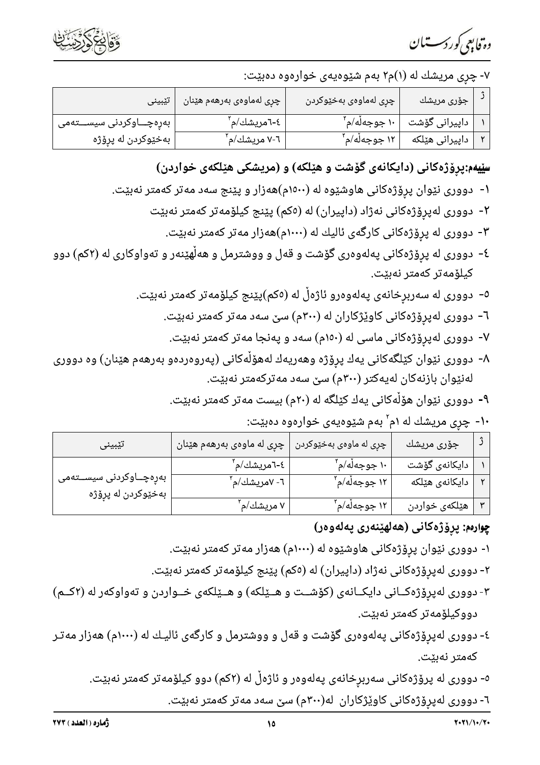٧- چڕی مریشك له (١)م٢ بەم شێوەیەی خوارەوە دەبێت:

| ژ | جۆری مریشك | چڕی لەماوەی بەخێوکردن | چڕی لەماوەی بەرهەم هێنان | تێبینی |
|---|---|---|---|---|
| ١ | داپیرانی گۆشت | ١٠ جوجەڵە/م٢ | ٤-٦مریشك/م٢ | بەرەچاوکردنی سیستەمی بەخێوکردن لە پڕۆژە |
| ٢ | داپیرانی هێلکە | ١٢ جوجەڵە/م٢ | ٦-٧ مریشك/م٢ | |

**سێیەم:پڕۆژەکانی (دایکانەی گۆشت و هێلکە) و (مریشکی هێلکەی خواردن)**

١- دووری نێوان پڕۆژەکانی هاوشێوە لە (١٥٠٠م)هەزار و پێنج سەد مەتر کەمتر نەبێت.

٢- دووری لەپڕۆژەکانی نەژاد (داپیران) لە (٥کم) پێنج کیلۆمەتر کەمتر نەبێت

٣- دووری لە پڕۆژەکانی کارگەی ئالیك لە (١٠٠٠م)هەزار مەتر کەمتر نەبێت.

٤- دووری لە پڕۆژەکانی پەلەوەری گۆشت و قەل و ووشترمل و هەڵهێنەر و تەواوکاری لە (٢کم) دوو کیلۆمەتر کەمتر نەبێت.

٥- دووری لە سەربڕخانەی پەلەوەرو ئاژەڵ لە (٥کم)پێنج کیلۆمەتر کەمتر نەبێت.

٦- دووری لەپڕۆژەکانی کاوێژکاران لە (٣٠٠م) سێ سەد مەتر کەمتر نەبێت.

٧- دووری لەپڕۆژەکانی ماسی لە (١٥٠م) سەد و پەنجا مەتر کەمتر نەبێت.

٨- دووری نێوان کێلگەکانی یەك پڕۆژە وهەریەك لەهۆڵەکانی (پەروەردەو بەرهەم هێنان) وە دووری لەنێوان بازنەکان لەیەکتر (٣٠٠م) سێ سەد مەترکەمتر نەبێت.

٩- دووری نێوان هۆڵەکانی یەك کێلگە لە (٢٠م) بیست مەتر کەمتر نەبێت.

١٠- چڕی مریشك لە ١م٢ بەم شێوەیەی خوارەوە دەبێت:

| ژ | جۆری مریشك | چڕی لە ماوەی بەخێوکردن | چڕی لە ماوەی بەرهەم هێنان | تێبینی |
|---|---|---|---|---|
| ١ | دایکانەی گۆشت | ١٠ جوجەڵە/م٢ | ٤-٦مریشك/م٢ | بەرەچاوکردنی سیستەمی بەخێوکردن لە پڕۆژە |
| ٢ | دایکانەی هێلکە | ١٢ جوجەڵە/م٢ | ٦- ٧مریشك/م٢ | |
| ٣ | هێلکەی خواردن | ١٢ جوجەڵە/م٢ | ٧ مریشك/م٢ | |

**چوارەم: پڕۆژەکانی (هەلهێنەری پەلەوەر)**

١- دووری نێوان پڕۆژەکانی هاوشێوە لە (١٠٠٠م) هەزار مەتر کەمتر نەبێت.

٢- دووری لەپڕۆژەکانی نەژاد (داپیران) لە (٥کم) پێنج کیلۆمەتر کەمتر نەبێت.

٣- دووری لەپڕۆژەکانی دایکانەی (گۆشت و هێلکە) و هێلکەی خواردن و تەواوکەر لە (٢کم) دووکیلۆمەتر کەمتر نەبێت.

٤- دووری لەپڕۆژەکانی پەلەوەری گۆشت و قەل و ووشترمل و کارگەی ئالیك لە (١٠٠٠م) هەزار مەتر کەمتر نەبێت.

٥- دووری لە پڕۆژەکانی سەربڕخانەی پەلەوەر و ئاژەڵ لە (٢کم) دوو کیلۆمەتر کەمتر نەبێت.

٦- دووری لەپڕۆژەکانی کاوێژکاران لە(٣٠٠م) سێ سەد مەتر کەمتر نەبێت.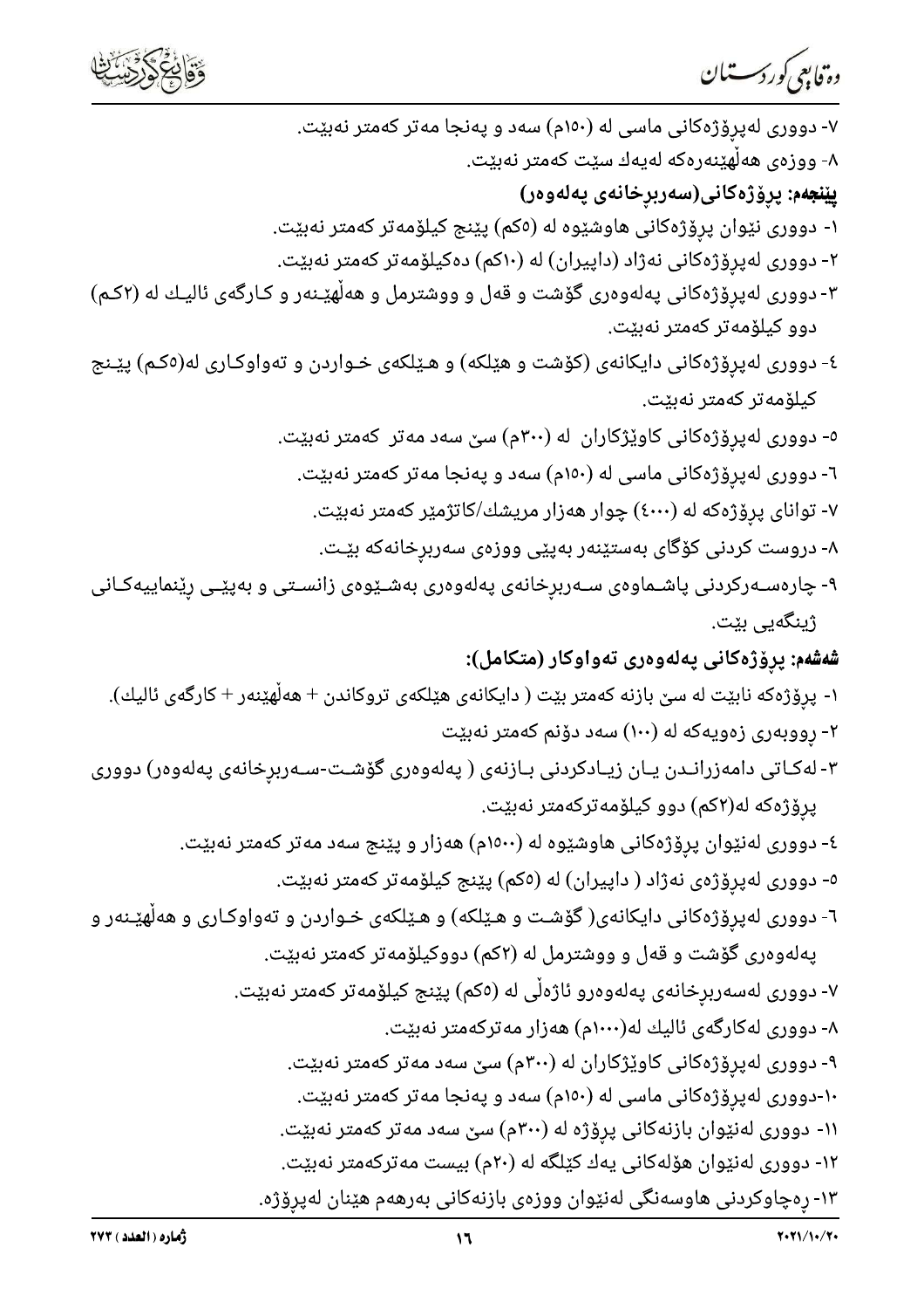٧- دووری لەپڕۆژەکانی ماسی لە (١٥٠م) سەد و پەنجا مەتر کەمتر نەبێت.

٨- ووزەی هەڵهێنەرەکە لەیەك سێت کەمتر نەبێت.

**پێنجەم: پرۆژەکانی(سەربڕخانەی پەلەوەر)**

١- دووری نێوان پرۆژەکانی هاوشێوە لە (٥کم) پێنج کیلۆمەتر کەمتر نەبێت.

٢- دووری لەپڕۆژەکانی نەژاد (داپیران) لە (١٠کم) دەکیلۆمەتر کەمتر نەبێت.

٣- دووری لەپڕۆژەکانی پەلەوەری گۆشت و قەل و ووشترمل و هەڵهێنەر و کارگەی ئالیك لە (٢کم) دوو کیلۆمەتر کەمتر نەبێت.

٤- دووری لەپڕۆژەکانی دایکانەی (گۆشت و هێلکە) و هێلکەی خواردن و تەواوکاری لە(٥کم) پێنج کیلۆمەتر کەمتر نەبێت.

٥- دووری لەپڕۆژەکانی کاوێژکاران لە (٣٠٠م) سێ سەد مەتر کەمتر نەبێت.

٦- دووری لەپڕۆژەکانی ماسی لە (١٥٠م) سەد و پەنجا مەتر کەمتر نەبێت.

٧- توانای پرۆژەکە لە (٤٠٠٠) چوار هەزار مریشك/کاتژمێر کەمتر نەبێت.

٨- دروست کردنی کۆگای بەستێنەر بەپێی ووزەی سەربڕخانەکە بێت.

٩- چارەسەرکردنی پاشماوەی سەربڕخانەی پەلەوەری بەشێوەی زانستی و بەپێی ڕێنماییەکانی ژینگەیی بێت.

**شەشەم: پرۆژەکانی پەلەوەری تەواوکار (متکامل):**

١- پرۆژەکە نابێت لە سێ بازنە کەمتر بێت ( دایکانەی هێلکەی تروکاندن + هەڵهێنەر + کارگەی ئالیك).

٢- ڕووبەری زەویەکە لە (١٠٠) سەد دۆنم کەمتر نەبێت

٣- لەکاتی دامەزراندن یان زیادکردنی بازنەی ( پەلەوەری گۆشت-سەربڕخانەی پەلەوەر) دووری پرۆژەکە لە(٢کم) دوو کیلۆمەترکەمتر نەبێت.

٤- دووری لەنێوان پرۆژەکانی هاوشێوە لە (١٥٠٠م) هەزار و پێنج سەد مەتر کەمتر نەبێت.

٥- دووری لەپڕۆژەی نەژاد ( داپیران) لە (٥کم) پێنج کیلۆمەتر کەمتر نەبێت.

٦- دووری لەپڕۆژەکانی دایکانەی( گۆشت و هێلکە) و هێلکەی خواردن و تەواوکاری و هەڵهێنەر و پەلەوەری گۆشت و قەل و ووشترمل لە (٢کم) دووکیلۆمەتر کەمتر نەبێت.

٧- دووری لەسەربڕخانەی پەلەوەرو ئاژەڵی لە (٥کم) پێنج کیلۆمەتر کەمتر نەبێت.

٨- دووری لەکارگەی ئالیك لە(١٠٠٠م) هەزار مەترکەمتر نەبێت.

٩- دووری لەپڕۆژەکانی کاوێژکاران لە (٣٠٠م) سێ سەد مەتر کەمتر نەبێت.

١٠-دووری لەپڕۆژەکانی ماسی لە (١٥٠م) سەد و پەنجا مەتر کەمتر نەبێت.

١١- دووری لەنێوان بازنەکانی پرۆژە لە (٣٠٠م) سێ سەد مەتر کەمتر نەبێت.

١٢- دووری لەنێوان هۆڵەکانی یەك کێلگە لە (٢٠م) بیست مەترکەمتر نەبێت.

١٣- ڕەچاوکردنی هاوسەنگی لەنێوان ووزەی بازنەکانی بەرهەم هێنان لەپڕۆژە.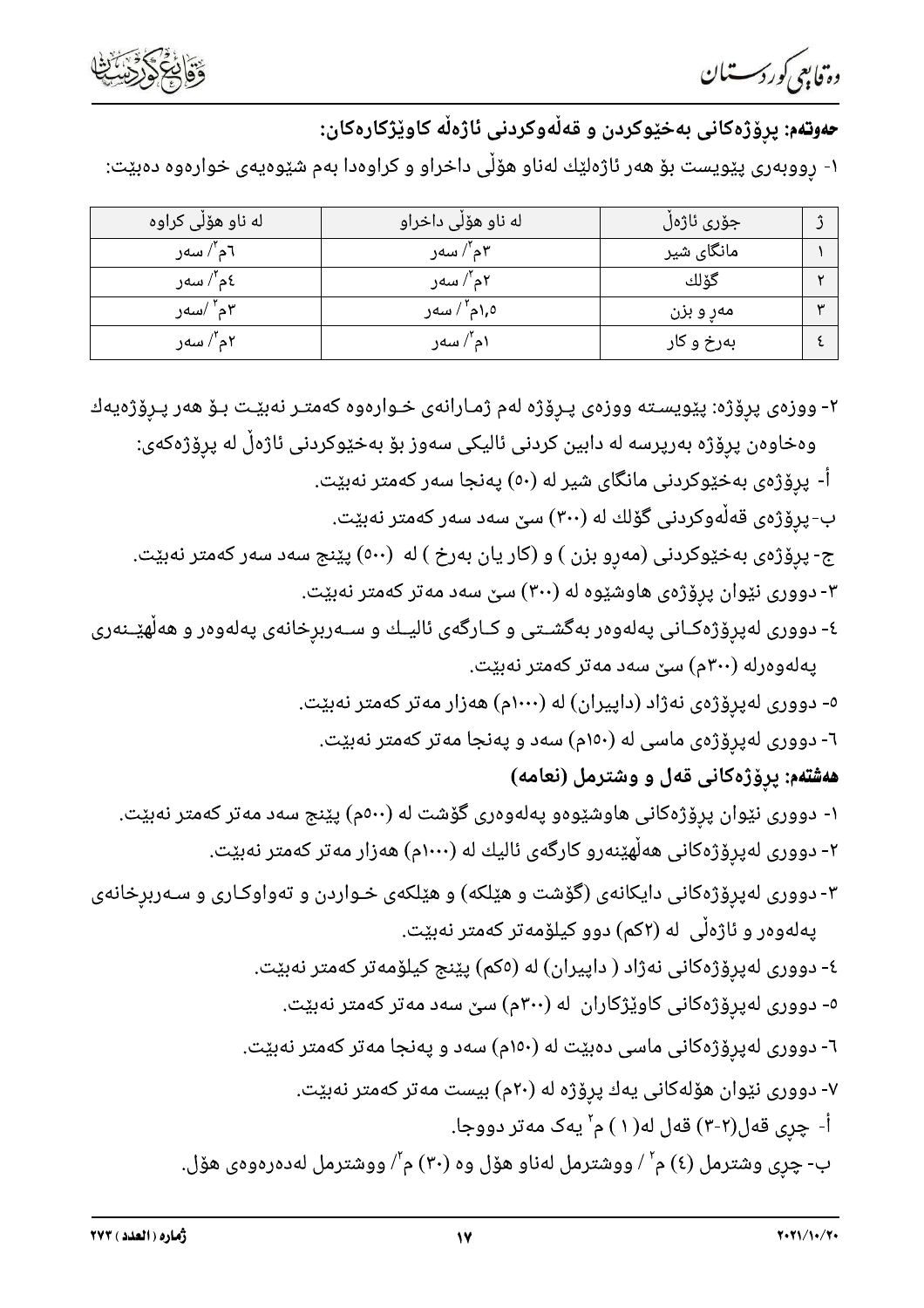**حەوتەم: پرۆژەكانی بەخێوكردن و قەڵەوكردنی ئاژەڵە كاوێژكارەكان:**

١- ڕووبەری پێویست بۆ هەر ئاژەڵێك لەناو هۆڵی داخراو و كراوەدا بەم شێوەیەی خوارەوە دەبێت:

| ژ | جۆری ئاژەڵ | لە ناو هۆڵی داخراو | لە ناو هۆڵی كراوە |
|---|---|---|---|
| ١ | مانگای شیر | ٣م$^{٢}$/ سەر | ٦م$^{٢}$/ سەر |
| ٢ | گۆلك | ٢م$^{٢}$/ سەر | ٤م$^{٢}$/ سەر |
| ٣ | مەڕ و بزن | ١,٥م$^{٢}$/ سەر | ٣م$^{٢}$ /سەر |
| ٤ | بەرخ و كار | ١م$^{٢}$/ سەر | ٢م$^{٢}$/ سەر |

٢- ووزەی پرۆژە: پێویستە ووزەی پرۆژە لەم ژمارانەی خوارەوە كەمتر نەبێت بۆ هەر پرۆژەیەك وەخاوەن پرۆژە بەرپرسە لە دابین كردنی ئالیكی سەوز بۆ بەخێوكردنی ئاژەڵ لە پرۆژەكەی:

أ- پرۆژەی بەخێوكردنی مانگای شیر لە (٥٠) پەنجا سەر كەمتر نەبێت.

ب- پرۆژەی قەڵەوكردنی گۆلك لە (٣٠٠) سێ سەد سەر كەمتر نەبێت.

ج- پرۆژەی بەخێوكردنی (مەڕو بزن ) و (كار یان بەرخ ) لە (٥٠٠) پێنج سەد سەر كەمتر نەبێت.

٣- دووری نێوان پرۆژەی هاوشێوە لە (٣٠٠) سێ سەد مەتر كەمتر نەبێت.

٤- دووری لەپرۆژەكانی پەلەوەر بەگشتی و كارگەی ئالیك و سەربڕخانەی پەلەوەر و هەڵهێنەری پەلەوەرلە (٣٠٠م) سێ سەد مەتر كەمتر نەبێت.

٥- دووری لەپرۆژەی نەژاد (داپیران) لە (١٠٠٠م) هەزار مەتر كەمتر نەبێت.

٦- دووری لەپرۆژەی ماسی لە (١٥٠م) سەد و پەنجا مەتر كەمتر نەبێت.

**هەشتەم: پرۆژەكانی قەل و وشترمل (نعامە)**

١- دووری نێوان پرۆژەكانی هاوشێوەو پەلەوەری گۆشت لە (٥٠٠م) پێنج سەد مەتر كەمتر نەبێت.

٢- دووری لەپرۆژەكانی هەڵهێنەرو كارگەی ئالیك لە (١٠٠٠م) هەزار مەتر كەمتر نەبێت.

٣- دووری لەپرۆژەكانی دایكانەی (گۆشت و هێلكە) و هێلكەی خواردن و تەواوكاری و سەربڕخانەی پەلەوەر و ئاژەڵی لە (٢كم) دوو كیلۆمەتر كەمتر نەبێت.

٤- دووری لەپرۆژەكانی نەژاد ( داپیران) لە (٥كم) پێنج كیلۆمەتر كەمتر نەبێت.

٥- دووری لەپرۆژەكانی كاوێژكاران لە (٣٠٠م) سێ سەد مەتر كەمتر نەبێت.

٦- دووری لەپرۆژەكانی ماسی دەبێت لە (١٥٠م) سەد و پەنجا مەتر كەمتر نەبێت.

٧- دووری نێوان هۆڵەكانی یەك پرۆژە لە (٢٠م) بیست مەتر كەمتر نەبێت.

أ- چڕی قەل(٢-٣) قەل لە(١ ) م$^{٢}$ یەک مەتر دووجا.

ب- چڕی وشترمل (٤) م$^{٢}$ / ووشترمل لەناو هۆڵ وە (٣٠) م$^{٢}$/ ووشترمل لەدەرەوەی هۆڵ.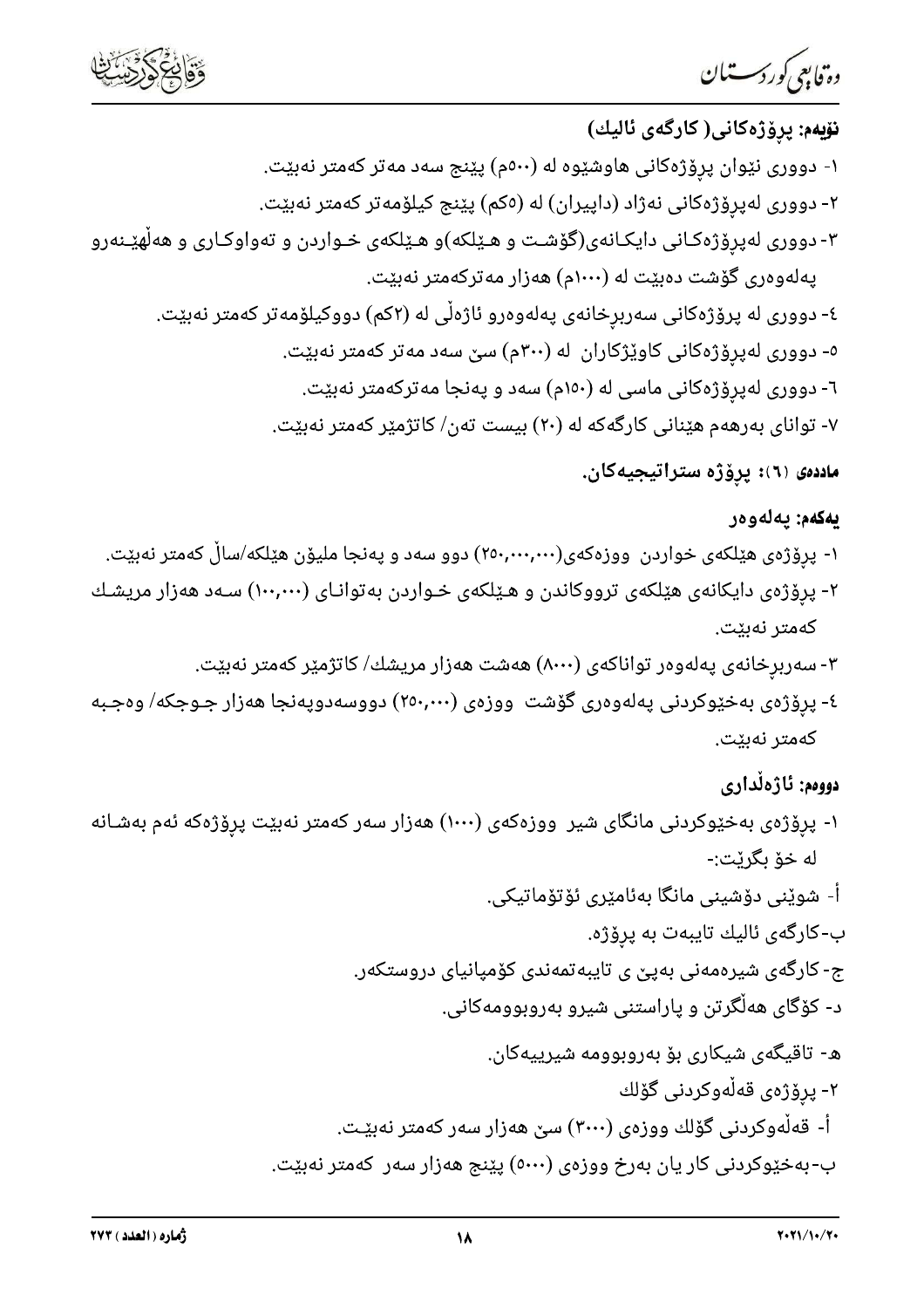**نۆیەم: پرۆژەکانی( کارگەی ئالیك)**

١- دووری نێوان پرۆژەکانی هاوشێوە لە (٥٠٠م) پێنج سەد مەتر کەمتر نەبێت.

٢- دووری لەپرۆژەکانی نەژاد (داپیران) لە (٥کم) پێنج کیلۆمەتر کەمتر نەبێت.

٣- دووری لەپرۆژەکانی دایکانەی(گۆشت و هێلکە)و هێلکەی خواردن و تەواوکاری و هەڵهێنەرو پەلەوەری گۆشت دەبێت لە (١٠٠٠م) هەزار مەترکەمتر نەبێت.

٤- دووری لە پرۆژەکانی سەربڕخانەی پەلەوەرو ئاژەڵی لە (٢کم) دووکیلۆمەتر کەمتر نەبێت.

٥- دووری لەپرۆژەکانی کاوێژکاران لە (٣٠٠م) سێ سەد مەتر کەمتر نەبێت.

٦- دووری لەپرۆژەکانی ماسی لە (١٥٠م) سەد و پەنجا مەترکەمتر نەبێت.

٧- توانای بەرهەم هێنانی کارگەکە لە (٢٠) بیست تەن/ کاتژمێر کەمتر نەبێت.

**ماددەی (٦): پرۆژە ستراتیجیەکان.**

**یەکەم: پەلەوەر**

١- پرۆژەی هێلکەی خواردن ووزەکەی(٢٥٠,٠٠٠,٠٠٠) دوو سەد و پەنجا ملیۆن هێلکە/ساڵ کەمتر نەبێت.

٢- پرۆژەی دایکانەی هێلکەی ترووکاندن و هێلکەی خواردن بەتوانای (١٠٠,٠٠٠) سەد هەزار مریشك کەمتر نەبێت.

٣- سەربڕخانەی پەلەوەر توانای (٨٠٠٠) هەشت هەزار مریشك/ کاتژمێر کەمتر نەبێت.

٤- پرۆژەی بەخێوکردنی پەلەوەری گۆشت ووزەی (٢٥٠,٠٠٠) دووسەدوپەنجا هەزار جوجکە/ وەجبە کەمتر نەبێت.

**دووەم: ئاژەڵداری**

١- پرۆژەی بەخێوکردنی مانگای شیر ووزەکەی (١٠٠٠) هەزار سەر کەمتر نەبێت پرۆژەکە ئەم بەشانە لە خۆ بگرێت:-

أ- شوێنی دۆشینی مانگا بەئامێری ئۆتۆماتیکی.

ب-کارگەی ئالیك تایبەت بە پرۆژە.

ج- کارگەی شیرەمەنی بەپێ ی تایبەتمەندی کۆمپانیای دروستکەر.

د- کۆگای هەڵگرتن و پاراستنی شیرو بەروبوومەکانی.

هـ- تاقیگەی شیکاری بۆ بەروبوومە شیرییەکان.

٢- پرۆژەی قەڵەوکردنی گۆلك

أ- قەڵەوکردنی گۆلك ووزەی (٣٠٠٠) سێ هەزار سەر کەمتر نەبێت.

ب-بەخێوکردنی کار یان بەرخ ووزەی (٥٠٠٠) پێنج هەزار سەر کەمتر نەبێت.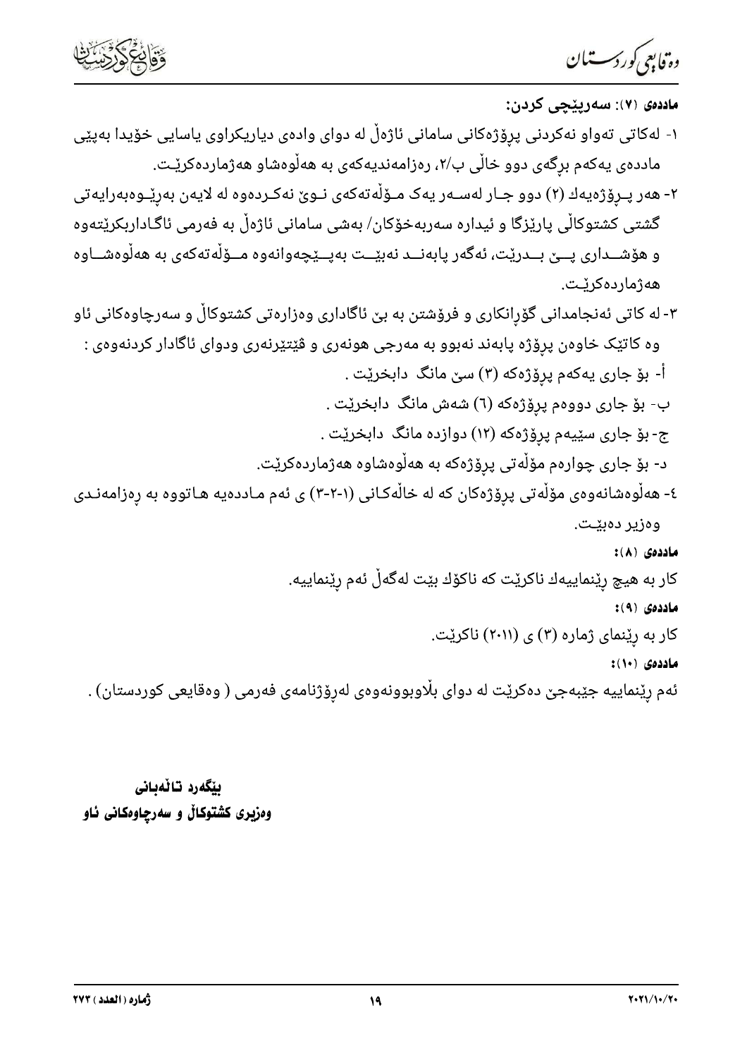**ماددەی (٧): سەرپێچی کردن:**

١- لەکاتی تەواو نەکردنی پرۆژەکانی سامانی ئاژەڵ لە دوای وادەی دیاریکراوی یاسایی خۆیدا بەپێی ماددەی یەکەم بڕگەی دوو خاڵی ب/٢، ڕەزامەندیەکەی بە هەڵوەشاو هەژماردەکرێت.

٢- هەر پرۆژەیەك (٢) دوو جار لەسەر یەک مۆڵەتەکەی نوێ نەکردەوە لە لایەن بەڕێوەبەرایەتی گشتی کشتوکاڵی پارێزگا و ئیدارە سەربەخۆکان/ بەشی سامانی ئاژەڵ بە فەرمی ئاگاداربکرێتەوە و هۆشداری پێ بدرێت، ئەگەر پابەند نەبێت بەپێچەوانەوە مۆڵەتەکەی بە هەڵوەشاوە هەژماردەکرێت.

٣- لە کاتی ئەنجامدانی گۆڕانکاری و فرۆشتن بە بێ ئاگاداری وەزارەتی کشتوکاڵ و سەرچاوەکانی ئاو وە کاتێک خاوەن پرۆژە پابەند نەبوو بە مەرجی هونەری و ڤێتێرنەری ودوای ئاگادار کردنەوەی :

أ- بۆ جاری یەکەم پرۆژەکە (٣) سێ مانگ دابخرێت .

ب- بۆ جاری دووەم پرۆژەکە (٦) شەش مانگ دابخرێت .

ج- بۆ جاری سێیەم پرۆژەکە (١٢) دوازدە مانگ دابخرێت .

د- بۆ جاری چوارەم مۆڵەتی پرۆژەکە بە هەڵوەشاوە هەژماردەکرێت.

٤- هەڵوەشانەوەی مۆڵەتی پرۆژەکان کە لە خاڵەکانی (١-٢-٣) ی ئەم ماددەیە هاتووە بە ڕەزامەندی وەزیر دەبێت.

**ماددەی (٨):**

کار بە هیچ ڕێنماییەك ناکرێت کە ناکۆك بێت لەگەڵ ئەم ڕێنماییە.

**ماددەی (٩):**

کار بە ڕێنمای ژمارە (٣) ی (٢٠١١) ناکرێت.

**ماددەی (١٠):**

ئەم ڕێنماییە جێبەجێ دەکرێت لە دوای بڵاوبوونەوەی لەرۆژنامەی فەرمی ( وەقایعی کوردستان) .

**بێگەرد تاڵەبانی**

**وەزیری کشتوکاڵ و سەرچاوەکانی ئاو**